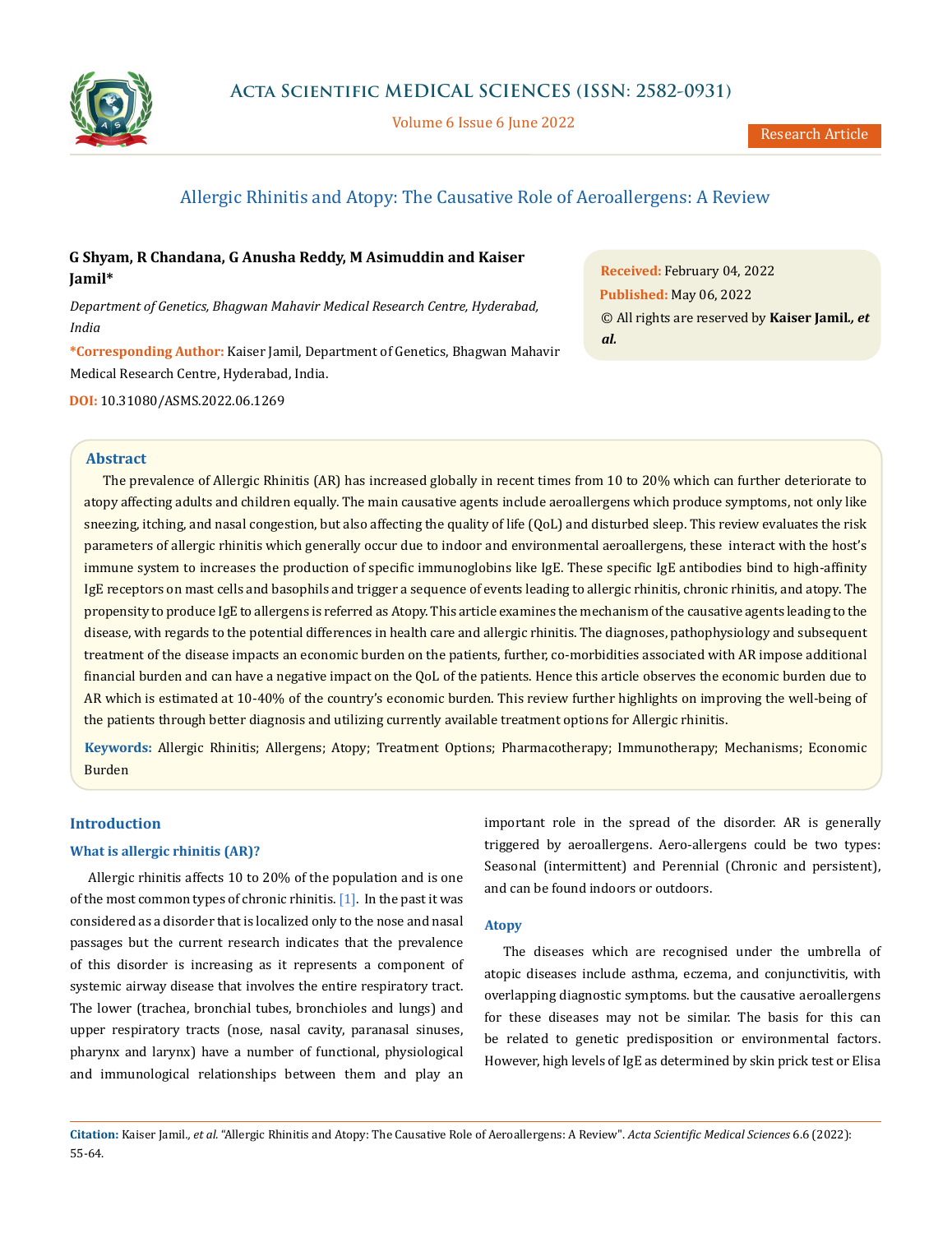# Allergic Rhinitis and Atopy: The Causative Role of Aeroallergens: A Review

**G Shyam, R Chandana, G Anusha Reddy, M Asimuddin and Kaiser Jamil***

*Department of Genetics, Bhagwan Mahavir Medical Research Centre, Hyderabad, India*

***Corresponding Author:** Kaiser Jamil, Department of Genetics, Bhagwan Mahavir Medical Research Centre, Hyderabad, India.

**DOI:** 10.31080/ASMS.2022.06.1269

**Received:** February 04, 2022
**Published:** May 06, 2022
© All rights are reserved by **Kaiser Jamil., *et al.***

## Abstract

The prevalence of Allergic Rhinitis (AR) has increased globally in recent times from 10 to 20% which can further deteriorate to atopy affecting adults and children equally. The main causative agents include aeroallergens which produce symptoms, not only like sneezing, itching, and nasal congestion, but also affecting the quality of life (QoL) and disturbed sleep. This review evaluates the risk parameters of allergic rhinitis which generally occur due to indoor and environmental aeroallergens, these interact with the host's immune system to increases the production of specific immunoglobins like IgE. These specific IgE antibodies bind to high-affinity IgE receptors on mast cells and basophils and trigger a sequence of events leading to allergic rhinitis, chronic rhinitis, and atopy. The propensity to produce IgE to allergens is referred as Atopy. This article examines the mechanism of the causative agents leading to the disease, with regards to the potential differences in health care and allergic rhinitis. The diagnoses, pathophysiology and subsequent treatment of the disease impacts an economic burden on the patients, further, co-morbidities associated with AR impose additional financial burden and can have a negative impact on the QoL of the patients. Hence this article observes the economic burden due to AR which is estimated at 10-40% of the country's economic burden. This review further highlights on improving the well-being of the patients through better diagnosis and utilizing currently available treatment options for Allergic rhinitis.

**Keywords:** Allergic Rhinitis; Allergens; Atopy; Treatment Options; Pharmacotherapy; Immunotherapy; Mechanisms; Economic Burden

## Introduction

### What is allergic rhinitis (AR)?

Allergic rhinitis affects 10 to 20% of the population and is one of the most common types of chronic rhinitis. [1]. In the past it was considered as a disorder that is localized only to the nose and nasal passages but the current research indicates that the prevalence of this disorder is increasing as it represents a component of systemic airway disease that involves the entire respiratory tract. The lower (trachea, bronchial tubes, bronchioles and lungs) and upper respiratory tracts (nose, nasal cavity, paranasal sinuses, pharynx and larynx) have a number of functional, physiological and immunological relationships between them and play an important role in the spread of the disorder. AR is generally triggered by aeroallergens. Aero-allergens could be two types: Seasonal (intermittent) and Perennial (Chronic and persistent), and can be found indoors or outdoors.

### Atopy

The diseases which are recognised under the umbrella of atopic diseases include asthma, eczema, and conjunctivitis, with overlapping diagnostic symptoms. but the causative aeroallergens for these diseases may not be similar. The basis for this can be related to genetic predisposition or environmental factors. However, high levels of IgE as determined by skin prick test or Elisa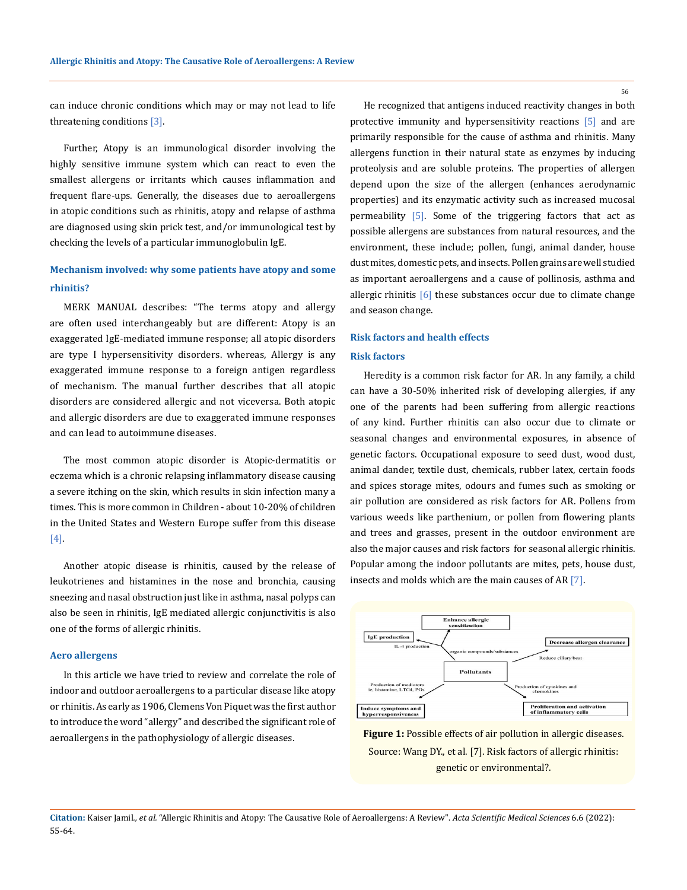can induce chronic conditions which may or may not lead to life threatening conditions [3].

Further, Atopy is an immunological disorder involving the highly sensitive immune system which can react to even the smallest allergens or irritants which causes inflammation and frequent flare-ups. Generally, the diseases due to aeroallergens in atopic conditions such as rhinitis, atopy and relapse of asthma are diagnosed using skin prick test, and/or immunological test by checking the levels of a particular immunoglobulin IgE.

### Mechanism involved: why some patients have atopy and some rhinitis?

MERK MANUAL describes: "The terms atopy and allergy are often used interchangeably but are different: Atopy is an exaggerated IgE-mediated immune response; all atopic disorders are type I hypersensitivity disorders. whereas, Allergy is any exaggerated immune response to a foreign antigen regardless of mechanism. The manual further describes that all atopic disorders are considered allergic and not viceversa. Both atopic and allergic disorders are due to exaggerated immune responses and can lead to autoimmune diseases.

The most common atopic disorder is Atopic-dermatitis or eczema which is a chronic relapsing inflammatory disease causing a severe itching on the skin, which results in skin infection many a times. This is more common in Children - about 10-20% of children in the United States and Western Europe suffer from this disease [4].

Another atopic disease is rhinitis, caused by the release of leukotrienes and histamines in the nose and bronchia, causing sneezing and nasal obstruction just like in asthma, nasal polyps can also be seen in rhinitis, IgE mediated allergic conjunctivitis is also one of the forms of allergic rhinitis.

### Aero allergens

In this article we have tried to review and correlate the role of indoor and outdoor aeroallergens to a particular disease like atopy or rhinitis. As early as 1906, Clemens Von Piquet was the first author to introduce the word "allergy" and described the significant role of aeroallergens in the pathophysiology of allergic diseases.

He recognized that antigens induced reactivity changes in both protective immunity and hypersensitivity reactions [5] and are primarily responsible for the cause of asthma and rhinitis. Many allergens function in their natural state as enzymes by inducing proteolysis and are soluble proteins. The properties of allergen depend upon the size of the allergen (enhances aerodynamic properties) and its enzymatic activity such as increased mucosal permeability [5]. Some of the triggering factors that act as possible allergens are substances from natural resources, and the environment, these include; pollen, fungi, animal dander, house dust mites, domestic pets, and insects. Pollen grains are well studied as important aeroallergens and a cause of pollinosis, asthma and allergic rhinitis [6] these substances occur due to climate change and season change.

### Risk factors and health effects

#### Risk factors

Heredity is a common risk factor for AR. In any family, a child can have a 30-50% inherited risk of developing allergies, if any one of the parents had been suffering from allergic reactions of any kind. Further rhinitis can also occur due to climate or seasonal changes and environmental exposures, in absence of genetic factors. Occupational exposure to seed dust, wood dust, animal dander, textile dust, chemicals, rubber latex, certain foods and spices storage mites, odours and fumes such as smoking or air pollution are considered as risk factors for AR. Pollens from various weeds like parthenium, or pollen from flowering plants and trees and grasses, present in the outdoor environment are also the major causes and risk factors for seasonal allergic rhinitis. Popular among the indoor pollutants are mites, pets, house dust, insects and molds which are the main causes of AR [7].

**Figure 1:** Possible effects of air pollution in allergic diseases. Source: Wang DY., et al. [7]. Risk factors of allergic rhinitis: genetic or environmental?.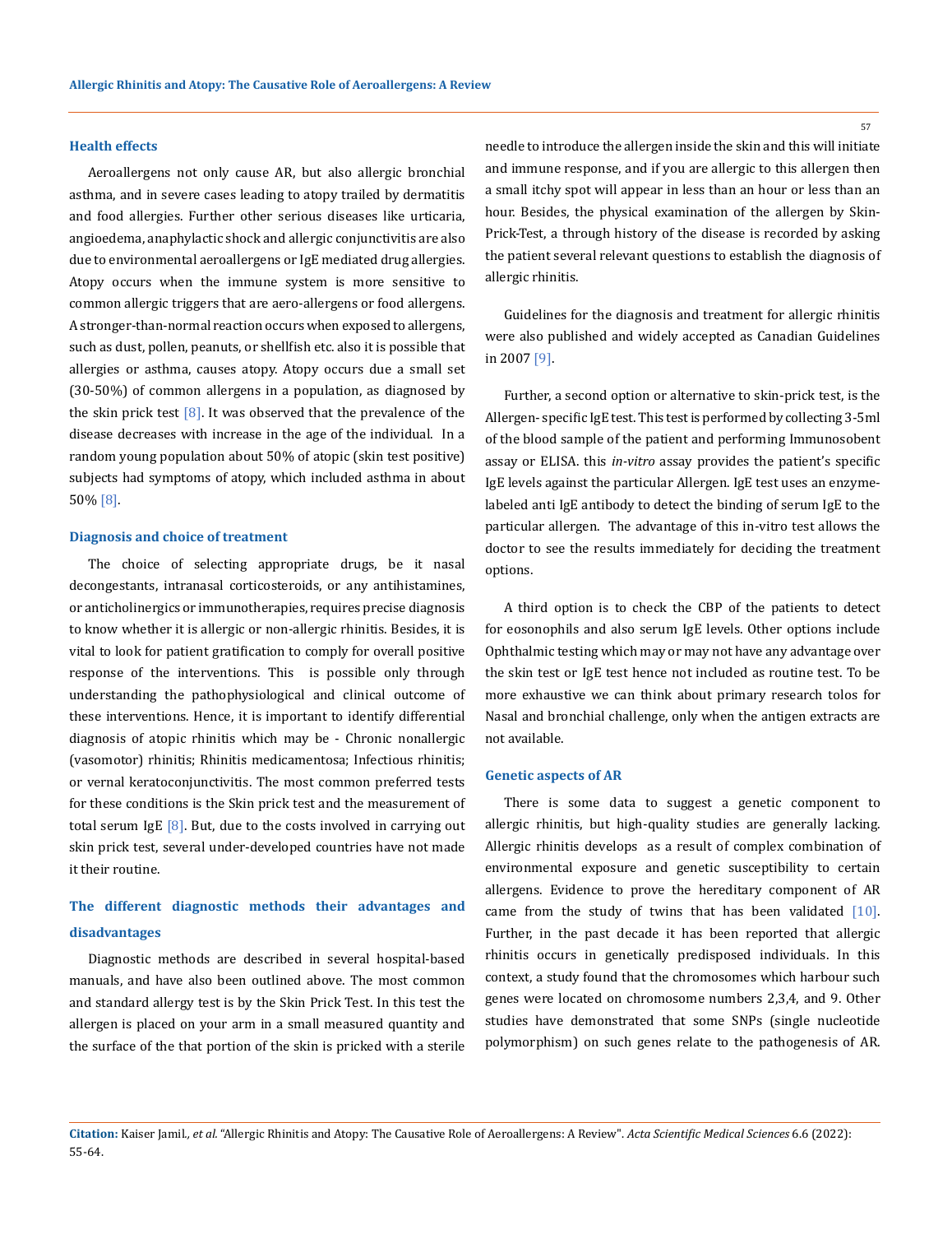### Health effects

Aeroallergens not only cause AR, but also allergic bronchial asthma, and in severe cases leading to atopy trailed by dermatitis and food allergies. Further other serious diseases like urticaria, angioedema, anaphylactic shock and allergic conjunctivitis are also due to environmental aeroallergens or IgE mediated drug allergies. Atopy occurs when the immune system is more sensitive to common allergic triggers that are aero-allergens or food allergens. A stronger-than-normal reaction occurs when exposed to allergens, such as dust, pollen, peanuts, or shellfish etc. also it is possible that allergies or asthma, causes atopy. Atopy occurs due a small set (30-50%) of common allergens in a population, as diagnosed by the skin prick test [8]. It was observed that the prevalence of the disease decreases with increase in the age of the individual. In a random young population about 50% of atopic (skin test positive) subjects had symptoms of atopy, which included asthma in about 50% [8].

### Diagnosis and choice of treatment

The choice of selecting appropriate drugs, be it nasal decongestants, intranasal corticosteroids, or any antihistamines, or anticholinergics or immunotherapies, requires precise diagnosis to know whether it is allergic or non-allergic rhinitis. Besides, it is vital to look for patient gratification to comply for overall positive response of the interventions. This is possible only through understanding the pathophysiological and clinical outcome of these interventions. Hence, it is important to identify differential diagnosis of atopic rhinitis which may be - Chronic nonallergic (vasomotor) rhinitis; Rhinitis medicamentosa; Infectious rhinitis; or vernal keratoconjunctivitis. The most common preferred tests for these conditions is the Skin prick test and the measurement of total serum IgE [8]. But, due to the costs involved in carrying out skin prick test, several under-developed countries have not made it their routine.

### The different diagnostic methods their advantages and disadvantages

Diagnostic methods are described in several hospital-based manuals, and have also been outlined above. The most common and standard allergy test is by the Skin Prick Test. In this test the allergen is placed on your arm in a small measured quantity and the surface of the that portion of the skin is pricked with a sterile needle to introduce the allergen inside the skin and this will initiate and immune response, and if you are allergic to this allergen then a small itchy spot will appear in less than an hour or less than an hour. Besides, the physical examination of the allergen by Skin-Prick-Test, a through history of the disease is recorded by asking the patient several relevant questions to establish the diagnosis of allergic rhinitis.

Guidelines for the diagnosis and treatment for allergic rhinitis were also published and widely accepted as Canadian Guidelines in 2007 [9].

Further, a second option or alternative to skin-prick test, is the Allergen- specific IgE test. This test is performed by collecting 3-5ml of the blood sample of the patient and performing Immunosobent assay or ELISA. this *in-vitro* assay provides the patient's specific IgE levels against the particular Allergen. IgE test uses an enzyme-labeled anti IgE antibody to detect the binding of serum IgE to the particular allergen. The advantage of this in-vitro test allows the doctor to see the results immediately for deciding the treatment options.

A third option is to check the CBP of the patients to detect for eosonophils and also serum IgE levels. Other options include Ophthalmic testing which may or may not have any advantage over the skin test or IgE test hence not included as routine test. To be more exhaustive we can think about primary research tolos for Nasal and bronchial challenge, only when the antigen extracts are not available.

### Genetic aspects of AR

There is some data to suggest a genetic component to allergic rhinitis, but high-quality studies are generally lacking. Allergic rhinitis develops as a result of complex combination of environmental exposure and genetic susceptibility to certain allergens. Evidence to prove the hereditary component of AR came from the study of twins that has been validated [10]. Further, in the past decade it has been reported that allergic rhinitis occurs in genetically predisposed individuals. In this context, a study found that the chromosomes which harbour such genes were located on chromosome numbers 2,3,4, and 9. Other studies have demonstrated that some SNPs (single nucleotide polymorphism) on such genes relate to the pathogenesis of AR.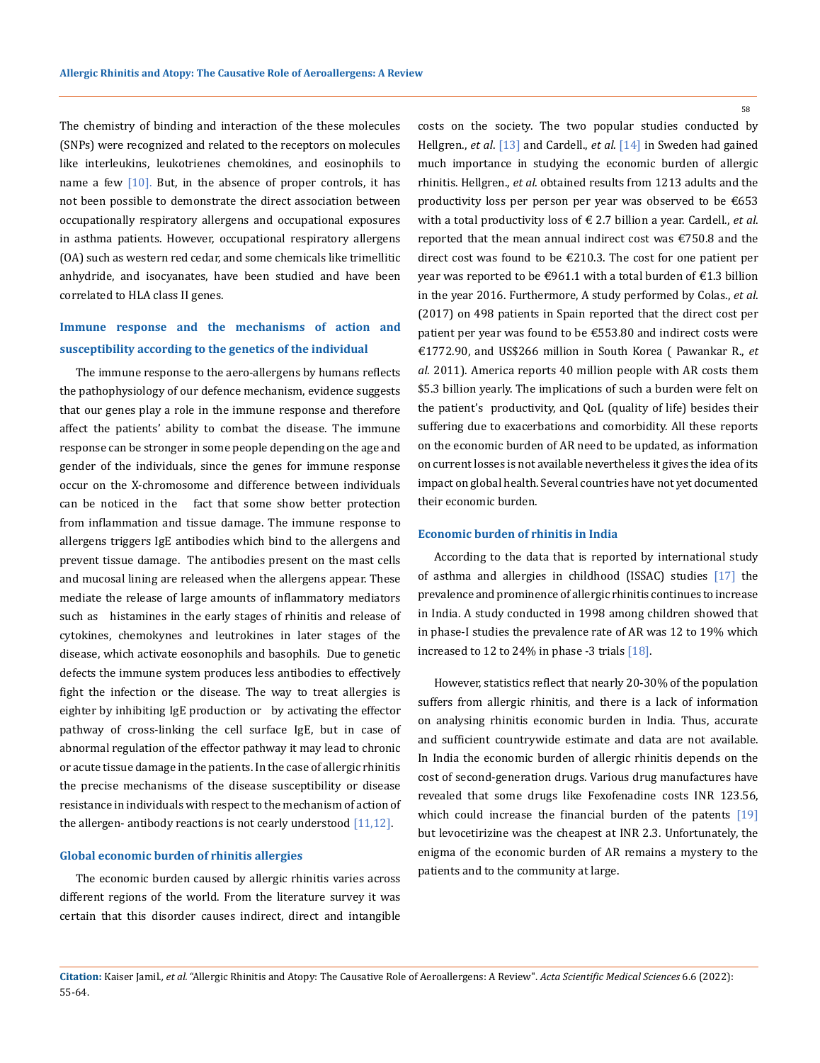The chemistry of binding and interaction of the these molecules (SNPs) were recognized and related to the receptors on molecules like interleukins, leukotrienes chemokines, and eosinophils to name a few [10]. But, in the absence of proper controls, it has not been possible to demonstrate the direct association between occupationally respiratory allergens and occupational exposures in asthma patients. However, occupational respiratory allergens (OA) such as western red cedar, and some chemicals like trimellitic anhydride, and isocyanates, have been studied and have been correlated to HLA class II genes.

### Immune response and the mechanisms of action and susceptibility according to the genetics of the individual

The immune response to the aero-allergens by humans reflects the pathophysiology of our defence mechanism, evidence suggests that our genes play a role in the immune response and therefore affect the patients' ability to combat the disease. The immune response can be stronger in some people depending on the age and gender of the individuals, since the genes for immune response occur on the X-chromosome and difference between individuals can be noticed in the fact that some show better protection from inflammation and tissue damage. The immune response to allergens triggers IgE antibodies which bind to the allergens and prevent tissue damage. The antibodies present on the mast cells and mucosal lining are released when the allergens appear. These mediate the release of large amounts of inflammatory mediators such as histamines in the early stages of rhinitis and release of cytokines, chemokynes and leutrokines in later stages of the disease, which activate eosonophils and basophils. Due to genetic defects the immune system produces less antibodies to effectively fight the infection or the disease. The way to treat allergies is eighter by inhibiting IgE production or by activating the effector pathway of cross-linking the cell surface IgE, but in case of abnormal regulation of the effector pathway it may lead to chronic or acute tissue damage in the patients. In the case of allergic rhinitis the precise mechanisms of the disease susceptibility or disease resistance in individuals with respect to the mechanism of action of the allergen- antibody reactions is not cearly understood [11,12].

### Global economic burden of rhinitis allergies

The economic burden caused by allergic rhinitis varies across different regions of the world. From the literature survey it was certain that this disorder causes indirect, direct and intangible costs on the society. The two popular studies conducted by Hellgren., *et al*. [13] and Cardell., *et al*. [14] in Sweden had gained much importance in studying the economic burden of allergic rhinitis. Hellgren., *et al*. obtained results from 1213 adults and the productivity loss per person per year was observed to be €653 with a total productivity loss of € 2.7 billion a year. Cardell., *et al*. reported that the mean annual indirect cost was €750.8 and the direct cost was found to be €210.3. The cost for one patient per year was reported to be €961.1 with a total burden of €1.3 billion in the year 2016. Furthermore, A study performed by Colas., *et al*. (2017) on 498 patients in Spain reported that the direct cost per patient per year was found to be €553.80 and indirect costs were €1772.90, and US$266 million in South Korea ( Pawankar R., *et al.* 2011). America reports 40 million people with AR costs them $5.3 billion yearly. The implications of such a burden were felt on the patient's productivity, and QoL (quality of life) besides their suffering due to exacerbations and comorbidity. All these reports on the economic burden of AR need to be updated, as information on current losses is not available nevertheless it gives the idea of its impact on global health. Several countries have not yet documented their economic burden.

### Economic burden of rhinitis in India

According to the data that is reported by international study of asthma and allergies in childhood (ISSAC) studies [17] the prevalence and prominence of allergic rhinitis continues to increase in India. A study conducted in 1998 among children showed that in phase-I studies the prevalence rate of AR was 12 to 19% which increased to 12 to 24% in phase -3 trials [18].

However, statistics reflect that nearly 20-30% of the population suffers from allergic rhinitis, and there is a lack of information on analysing rhinitis economic burden in India. Thus, accurate and sufficient countrywide estimate and data are not available. In India the economic burden of allergic rhinitis depends on the cost of second-generation drugs. Various drug manufactures have revealed that some drugs like Fexofenadine costs INR 123.56, which could increase the financial burden of the patents [19] but levocetirizine was the cheapest at INR 2.3. Unfortunately, the enigma of the economic burden of AR remains a mystery to the patients and to the community at large.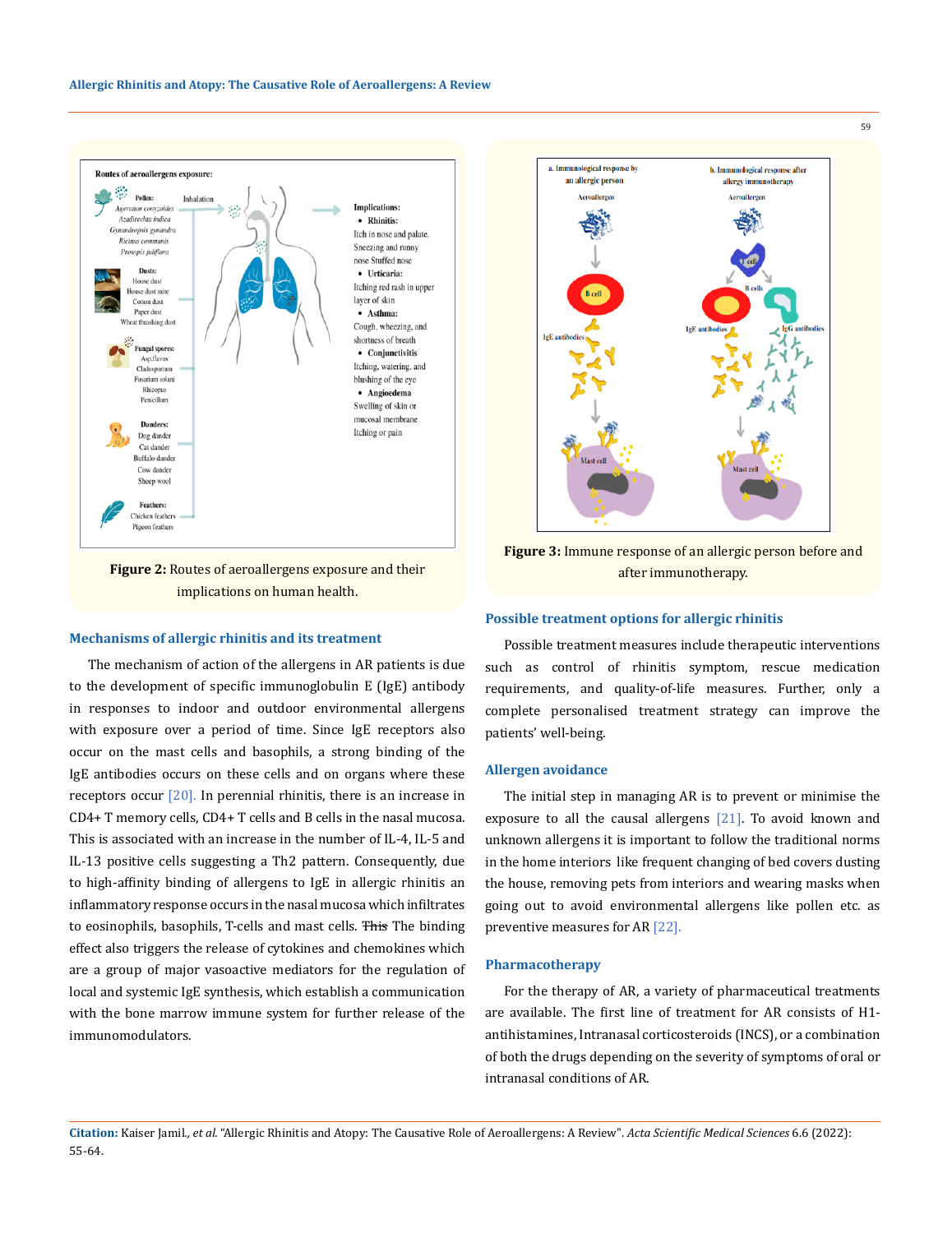Figure 2: Routes of aeroallergens exposure and their implications on human health.

Figure 3: Immune response of an allergic person before and after immunotherapy.

### Mechanisms of allergic rhinitis and its treatment

The mechanism of action of the allergens in AR patients is due to the development of specific immunoglobulin E (IgE) antibody in responses to indoor and outdoor environmental allergens with exposure over a period of time. Since IgE receptors also occur on the mast cells and basophils, a strong binding of the IgE antibodies occurs on these cells and on organs where these receptors occur [20]. In perennial rhinitis, there is an increase in CD4+ T memory cells, CD4+ T cells and B cells in the nasal mucosa. This is associated with an increase in the number of IL-4, IL-5 and IL-13 positive cells suggesting a Th2 pattern. Consequently, due to high-affinity binding of allergens to IgE in allergic rhinitis an inflammatory response occurs in the nasal mucosa which infiltrates to eosinophils, basophils, T-cells and mast cells. ~~This~~ The binding effect also triggers the release of cytokines and chemokines which are a group of major vasoactive mediators for the regulation of local and systemic IgE synthesis, which establish a communication with the bone marrow immune system for further release of the immunomodulators.

### Possible treatment options for allergic rhinitis

Possible treatment measures include therapeutic interventions such as control of rhinitis symptom, rescue medication requirements, and quality-of-life measures. Further, only a complete personalised treatment strategy can improve the patients' well-being.

### Allergen avoidance

The initial step in managing AR is to prevent or minimise the exposure to all the causal allergens [21]. To avoid known and unknown allergens it is important to follow the traditional norms in the home interiors like frequent changing of bed covers dusting the house, removing pets from interiors and wearing masks when going out to avoid environmental allergens like pollen etc. as preventive measures for AR [22].

### Pharmacotherapy

For the therapy of AR, a variety of pharmaceutical treatments are available. The first line of treatment for AR consists of H1-antihistamines, Intranasal corticosteroids (INCS), or a combination of both the drugs depending on the severity of symptoms of oral or intranasal conditions of AR.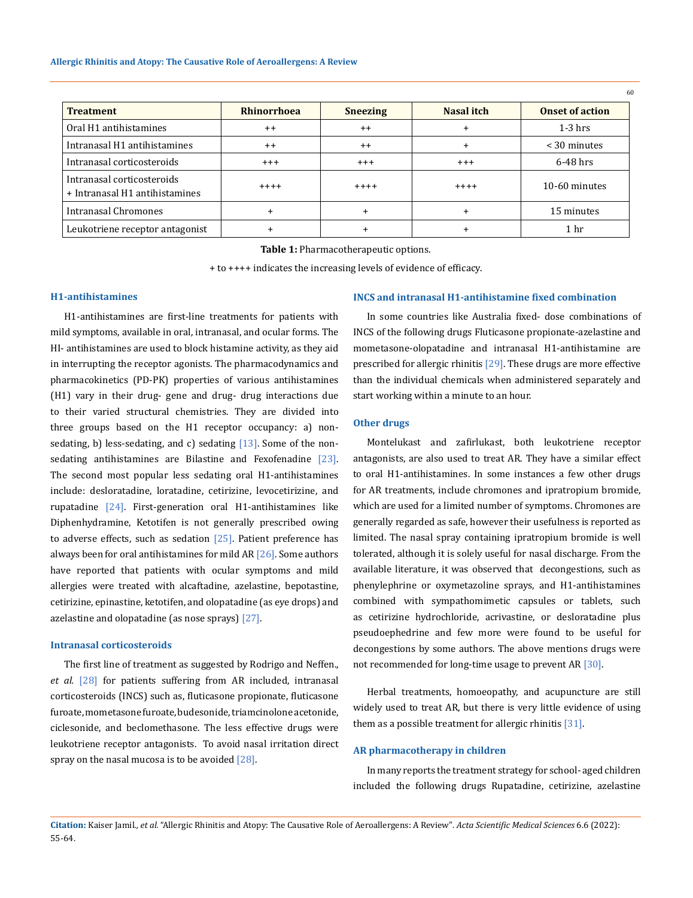| Treatment | Rhinorrhoea | Sneezing | Nasal itch | Onset of action |
|---|---|---|---|---|
| Oral H1 antihistamines | ++ | ++ | + | 1-3 hrs |
| Intranasal H1 antihistamines | ++ | ++ | + | < 30 minutes |
| Intranasal corticosteroids | +++ | +++ | +++ | 6-48 hrs |
| Intranasal corticosteroids + Intranasal H1 antihistamines | ++++ | ++++ | ++++ | 10-60 minutes |
| Intranasal Chromones | + | + | + | 15 minutes |
| Leukotriene receptor antagonist | + | + | + | 1 hr |

**Table 1:** Pharmacotherapeutic options.

+ to ++++ indicates the increasing levels of evidence of efficacy.

### H1-antihistamines

H1-antihistamines are first-line treatments for patients with mild symptoms, available in oral, intranasal, and ocular forms. The HI- antihistamines are used to block histamine activity, as they aid in interrupting the receptor agonists. The pharmacodynamics and pharmacokinetics (PD-PK) properties of various antihistamines (H1) vary in their drug- gene and drug- drug interactions due to their varied structural chemistries. They are divided into three groups based on the H1 receptor occupancy: a) non-sedating, b) less-sedating, and c) sedating [13]. Some of the non-sedating antihistamines are Bilastine and Fexofenadine [23]. The second most popular less sedating oral H1-antihistamines include: desloratadine, loratadine, cetirizine, levocetirizine, and rupatadine [24]. First-generation oral H1-antihistamines like Diphenhydramine, Ketotifen is not generally prescribed owing to adverse effects, such as sedation [25]. Patient preference has always been for oral antihistamines for mild AR [26]. Some authors have reported that patients with ocular symptoms and mild allergies were treated with alcaftadine, azelastine, bepotastine, cetirizine, epinastine, ketotifen, and olopatadine (as eye drops) and azelastine and olopatadine (as nose sprays) [27].

### Intranasal corticosteroids

The first line of treatment as suggested by Rodrigo and Neffen., *et al.* [28] for patients suffering from AR included, intranasal corticosteroids (INCS) such as, fluticasone propionate, fluticasone furoate, mometasone furoate, budesonide, triamcinolone acetonide, ciclesonide, and beclomethasone. The less effective drugs were leukotriene receptor antagonists. To avoid nasal irritation direct spray on the nasal mucosa is to be avoided [28].

### INCS and intranasal H1-antihistamine fixed combination

In some countries like Australia fixed- dose combinations of INCS of the following drugs Fluticasone propionate-azelastine and mometasone-olopatadine and intranasal H1-antihistamine are prescribed for allergic rhinitis [29]. These drugs are more effective than the individual chemicals when administered separately and start working within a minute to an hour.

### Other drugs

Montelukast and zafirlukast, both leukotriene receptor antagonists, are also used to treat AR. They have a similar effect to oral H1-antihistamines. In some instances a few other drugs for AR treatments, include chromones and ipratropium bromide, which are used for a limited number of symptoms. Chromones are generally regarded as safe, however their usefulness is reported as limited. The nasal spray containing ipratropium bromide is well tolerated, although it is solely useful for nasal discharge. From the available literature, it was observed that decongestions, such as phenylephrine or oxymetazoline sprays, and H1-antihistamines combined with sympathomimetic capsules or tablets, such as cetirizine hydrochloride, acrivastine, or desloratadine plus pseudoephedrine and few more were found to be useful for decongestions by some authors. The above mentions drugs were not recommended for long-time usage to prevent AR [30].

Herbal treatments, homoeopathy, and acupuncture are still widely used to treat AR, but there is very little evidence of using them as a possible treatment for allergic rhinitis [31].

### AR pharmacotherapy in children

In many reports the treatment strategy for school- aged children included the following drugs Rupatadine, cetirizine, azelastine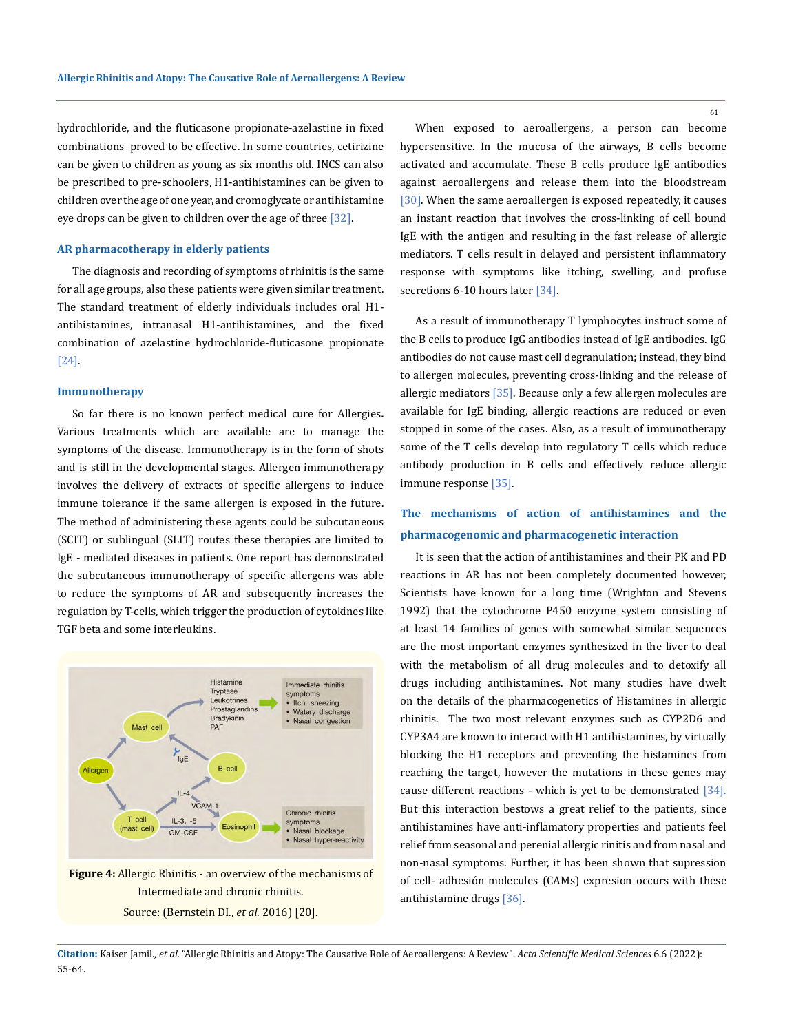hydrochloride, and the fluticasone propionate-azelastine in fixed combinations proved to be effective. In some countries, cetirizine can be given to children as young as six months old. INCS can also be prescribed to pre-schoolers, H1-antihistamines can be given to children over the age of one year, and cromoglycate or antihistamine eye drops can be given to children over the age of three [32].

## AR pharmacotherapy in elderly patients

The diagnosis and recording of symptoms of rhinitis is the same for all age groups, also these patients were given similar treatment. The standard treatment of elderly individuals includes oral H1-antihistamines, intranasal H1-antihistamines, and the fixed combination of azelastine hydrochloride-fluticasone propionate [24].

## Immunotherapy

So far there is no known perfect medical cure for Allergies**.** Various treatments which are available are to manage the symptoms of the disease. Immunotherapy is in the form of shots and is still in the developmental stages. Allergen immunotherapy involves the delivery of extracts of specific allergens to induce immune tolerance if the same allergen is exposed in the future. The method of administering these agents could be subcutaneous (SCIT) or sublingual (SLIT) routes these therapies are limited to IgE - mediated diseases in patients. One report has demonstrated the subcutaneous immunotherapy of specific allergens was able to reduce the symptoms of AR and subsequently increases the regulation by T-cells, which trigger the production of cytokines like TGF beta and some interleukins.

**Figure 4:** Allergic Rhinitis - an overview of the mechanisms of Intermediate and chronic rhinitis.

Source: (Bernstein DI., *et al.* 2016) [20].

When exposed to aeroallergens, a person can become hypersensitive. In the mucosa of the airways, B cells become activated and accumulate. These B cells produce IgE antibodies against aeroallergens and release them into the bloodstream [30]. When the same aeroallergen is exposed repeatedly, it causes an instant reaction that involves the cross-linking of cell bound IgE with the antigen and resulting in the fast release of allergic mediators. T cells result in delayed and persistent inflammatory response with symptoms like itching, swelling, and profuse secretions 6-10 hours later [34].

As a result of immunotherapy T lymphocytes instruct some of the B cells to produce IgG antibodies instead of IgE antibodies. IgG antibodies do not cause mast cell degranulation; instead, they bind to allergen molecules, preventing cross-linking and the release of allergic mediators [35]. Because only a few allergen molecules are available for IgE binding, allergic reactions are reduced or even stopped in some of the cases. Also, as a result of immunotherapy some of the T cells develop into regulatory T cells which reduce antibody production in B cells and effectively reduce allergic immune response [35].

## The mechanisms of action of antihistamines and the pharmacogenomic and pharmacogenetic interaction

It is seen that the action of antihistamines and their PK and PD reactions in AR has not been completely documented however, Scientists have known for a long time (Wrighton and Stevens 1992) that the cytochrome P450 enzyme system consisting of at least 14 families of genes with somewhat similar sequences are the most important enzymes synthesized in the liver to deal with the metabolism of all drug molecules and to detoxify all drugs including antihistamines. Not many studies have dwelt on the details of the pharmacogenetics of Histamines in allergic rhinitis. The two most relevant enzymes such as CYP2D6 and CYP3A4 are known to interact with H1 antihistamines, by virtually blocking the H1 receptors and preventing the histamines from reaching the target, however the mutations in these genes may cause different reactions - which is yet to be demonstrated [34]. But this interaction bestows a great relief to the patients, since antihistamines have anti-inflamatory properties and patients feel relief from seasonal and perenial allergic rinitis and from nasal and non-nasal symptoms. Further, it has been shown that supression of cell- adhesión molecules (CAMs) expresion occurs with these antihistamine drugs [36].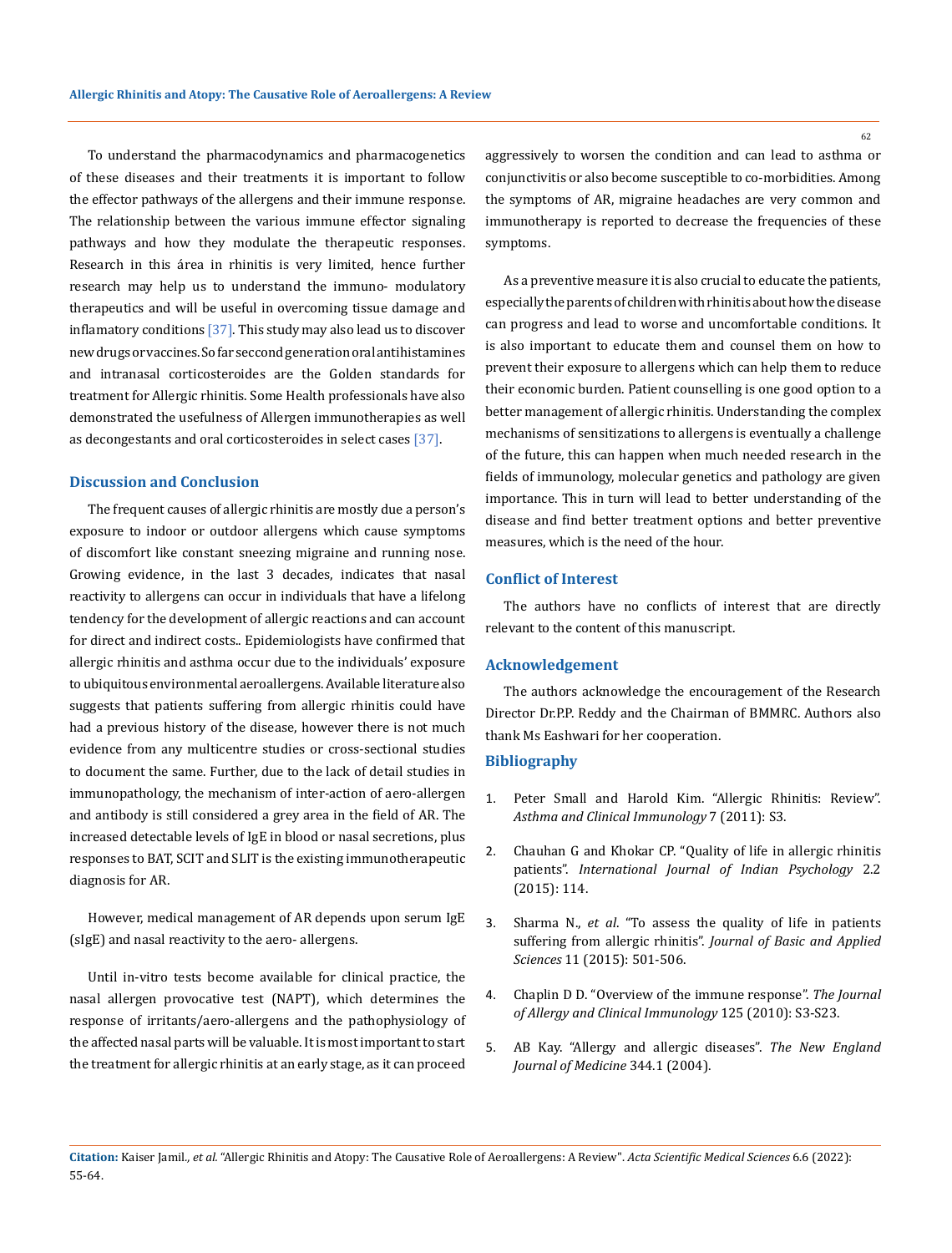To understand the pharmacodynamics and pharmacogenetics of these diseases and their treatments it is important to follow the effector pathways of the allergens and their immune response. The relationship between the various immune effector signaling pathways and how they modulate the therapeutic responses. Research in this área in rhinitis is very limited, hence further research may help us to understand the immuno- modulatory therapeutics and will be useful in overcoming tissue damage and inflamatory conditions [37]. This study may also lead us to discover new drugs or vaccines. So far seccond generation oral antihistamines and intranasal corticosteroides are the Golden standards for treatment for Allergic rhinitis. Some Health professionals have also demonstrated the usefulness of Allergen immunotherapies as well as decongestants and oral corticosteroides in select cases [37].

## Discussion and Conclusion

The frequent causes of allergic rhinitis are mostly due a person's exposure to indoor or outdoor allergens which cause symptoms of discomfort like constant sneezing migraine and running nose. Growing evidence, in the last 3 decades, indicates that nasal reactivity to allergens can occur in individuals that have a lifelong tendency for the development of allergic reactions and can account for direct and indirect costs.. Epidemiologists have confirmed that allergic rhinitis and asthma occur due to the individuals' exposure to ubiquitous environmental aeroallergens. Available literature also suggests that patients suffering from allergic rhinitis could have had a previous history of the disease, however there is not much evidence from any multicentre studies or cross-sectional studies to document the same. Further, due to the lack of detail studies in immunopathology, the mechanism of inter-action of aero-allergen and antibody is still considered a grey area in the field of AR. The increased detectable levels of IgE in blood or nasal secretions, plus responses to BAT, SCIT and SLIT is the existing immunotherapeutic diagnosis for AR.

However, medical management of AR depends upon serum IgE (sIgE) and nasal reactivity to the aero- allergens.

Until in-vitro tests become available for clinical practice, the nasal allergen provocative test (NAPT), which determines the response of irritants/aero-allergens and the pathophysiology of the affected nasal parts will be valuable. It is most important to start the treatment for allergic rhinitis at an early stage, as it can proceed aggressively to worsen the condition and can lead to asthma or conjunctivitis or also become susceptible to co-morbidities. Among the symptoms of AR, migraine headaches are very common and immunotherapy is reported to decrease the frequencies of these symptoms.

As a preventive measure it is also crucial to educate the patients, especially the parents of children with rhinitis about how the disease can progress and lead to worse and uncomfortable conditions. It is also important to educate them and counsel them on how to prevent their exposure to allergens which can help them to reduce their economic burden. Patient counselling is one good option to a better management of allergic rhinitis. Understanding the complex mechanisms of sensitizations to allergens is eventually a challenge of the future, this can happen when much needed research in the fields of immunology, molecular genetics and pathology are given importance. This in turn will lead to better understanding of the disease and find better treatment options and better preventive measures, which is the need of the hour.

## Conflict of Interest

The authors have no conflicts of interest that are directly relevant to the content of this manuscript.

## Acknowledgement

The authors acknowledge the encouragement of the Research Director Dr.P.P. Reddy and the Chairman of BMMRC. Authors also thank Ms Eashwari for her cooperation.

## Bibliography

1. Peter Small and Harold Kim. "Allergic Rhinitis: Review". *Asthma and Clinical Immunology* 7 (2011): S3.
2. Chauhan G and Khokar CP. "Quality of life in allergic rhinitis patients". *International Journal of Indian Psychology* 2.2 (2015): 114.
3. Sharma N., *et al*. "To assess the quality of life in patients suffering from allergic rhinitis". *Journal of Basic and Applied Sciences* 11 (2015): 501-506.
4. Chaplin D D. "Overview of the immune response". *The Journal of Allergy and Clinical Immunology* 125 (2010): S3-S23.
5. AB Kay. "Allergy and allergic diseases". *The New England Journal of Medicine* 344.1 (2004).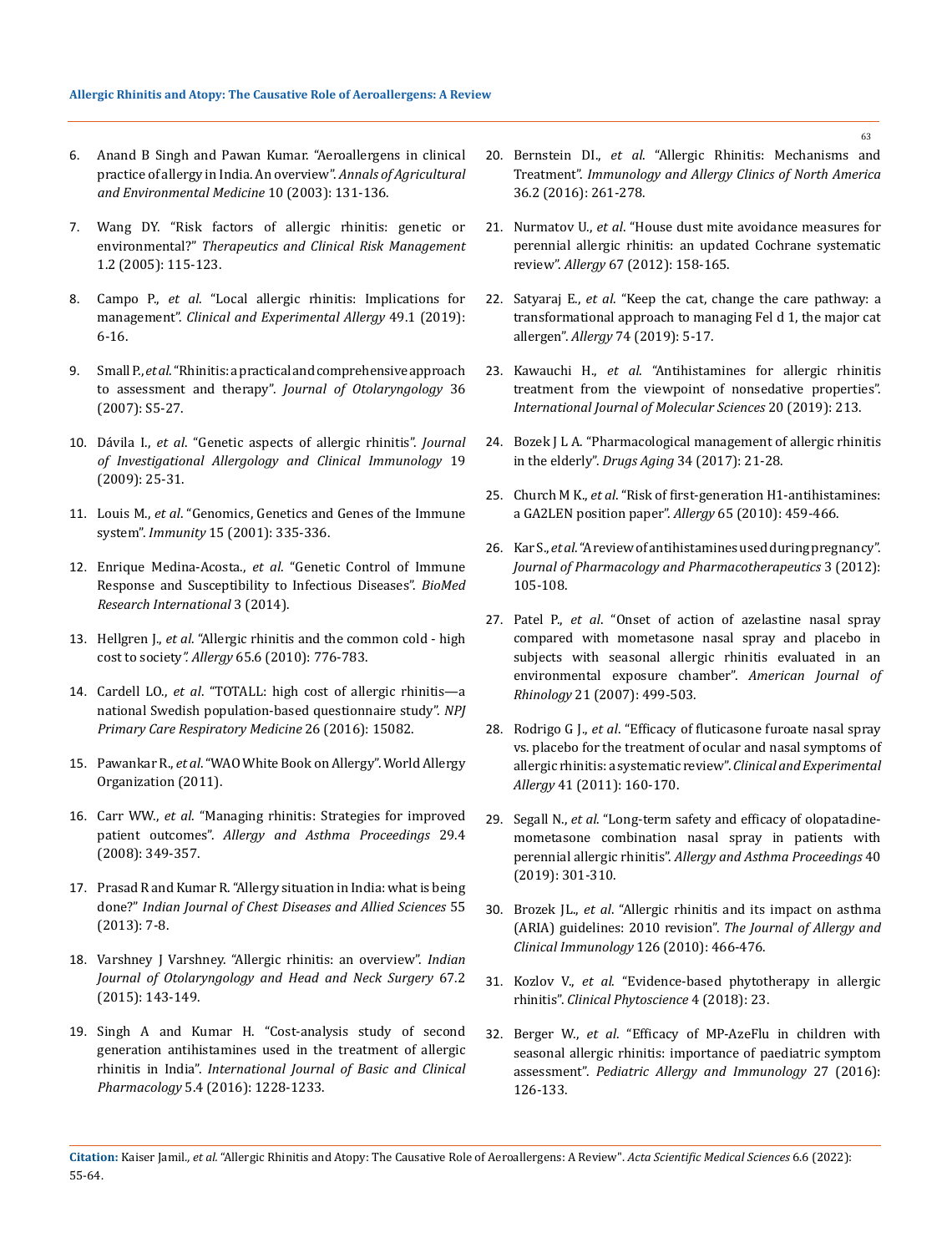6. Anand B Singh and Pawan Kumar. "Aeroallergens in clinical practice of allergy in India. An overview". *Annals of Agricultural and Environmental Medicine* 10 (2003): 131-136.

7. Wang DY. "Risk factors of allergic rhinitis: genetic or environmental?" *Therapeutics and Clinical Risk Management* 1.2 (2005): 115-123.

8. Campo P., *et al*. "Local allergic rhinitis: Implications for management". *Clinical and Experimental Allergy* 49.1 (2019): 6-16.

9. Small P., *et al*. "Rhinitis: a practical and comprehensive approach to assessment and therapy". *Journal of Otolaryngology* 36 (2007): S5-27.

10. Dávila I., *et al*. "Genetic aspects of allergic rhinitis". *Journal of Investigational Allergology and Clinical Immunology* 19 (2009): 25-31.

11. Louis M., *et al*. "Genomics, Genetics and Genes of the Immune system". *Immunity* 15 (2001): 335-336.

12. Enrique Medina-Acosta., *et al*. "Genetic Control of Immune Response and Susceptibility to Infectious Diseases". *BioMed Research International* 3 (2014).

13. Hellgren J., *et al*. "Allergic rhinitis and the common cold - high cost to society". *Allergy* 65.6 (2010): 776-783.

14. Cardell LO., *et al*. "TOTALL: high cost of allergic rhinitis—a national Swedish population-based questionnaire study". *NPJ Primary Care Respiratory Medicine* 26 (2016): 15082.

15. Pawankar R., *et al*. "WAO White Book on Allergy". World Allergy Organization (2011).

16. Carr WW., *et al*. "Managing rhinitis: Strategies for improved patient outcomes". *Allergy and Asthma Proceedings* 29.4 (2008): 349-357.

17. Prasad R and Kumar R. "Allergy situation in India: what is being done?" *Indian Journal of Chest Diseases and Allied Sciences* 55 (2013): 7-8.

18. Varshney J Varshney. "Allergic rhinitis: an overview". *Indian Journal of Otolaryngology and Head and Neck Surgery* 67.2 (2015): 143-149.

19. Singh A and Kumar H. "Cost-analysis study of second generation antihistamines used in the treatment of allergic rhinitis in India". *International Journal of Basic and Clinical Pharmacology* 5.4 (2016): 1228-1233.

20. Bernstein DI., *et al*. "Allergic Rhinitis: Mechanisms and Treatment". *Immunology and Allergy Clinics of North America* 36.2 (2016): 261-278.

21. Nurmatov U., *et al*. "House dust mite avoidance measures for perennial allergic rhinitis: an updated Cochrane systematic review". *Allergy* 67 (2012): 158-165.

22. Satyaraj E., *et al*. "Keep the cat, change the care pathway: a transformational approach to managing Fel d 1, the major cat allergen". *Allergy* 74 (2019): 5-17.

23. Kawauchi H., *et al*. "Antihistamines for allergic rhinitis treatment from the viewpoint of nonsedative properties". *International Journal of Molecular Sciences* 20 (2019): 213.

24. Bozek J L A. "Pharmacological management of allergic rhinitis in the elderly". *Drugs Aging* 34 (2017): 21-28.

25. Church M K., *et al*. "Risk of first-generation H1-antihistamines: a GA2LEN position paper". *Allergy* 65 (2010): 459-466.

26. Kar S., *et al*. "A review of antihistamines used during pregnancy". *Journal of Pharmacology and Pharmacotherapeutics* 3 (2012): 105-108.

27. Patel P., *et al*. "Onset of action of azelastine nasal spray compared with mometasone nasal spray and placebo in subjects with seasonal allergic rhinitis evaluated in an environmental exposure chamber". *American Journal of Rhinology* 21 (2007): 499-503.

28. Rodrigo G J., *et al*. "Efficacy of fluticasone furoate nasal spray vs. placebo for the treatment of ocular and nasal symptoms of allergic rhinitis: a systematic review". *Clinical and Experimental Allergy* 41 (2011): 160-170.

29. Segall N., *et al*. "Long-term safety and efficacy of olopatadine-mometasone combination nasal spray in patients with perennial allergic rhinitis". *Allergy and Asthma Proceedings* 40 (2019): 301-310.

30. Brozek JL., *et al*. "Allergic rhinitis and its impact on asthma (ARIA) guidelines: 2010 revision". *The Journal of Allergy and Clinical Immunology* 126 (2010): 466-476.

31. Kozlov V., *et al*. "Evidence-based phytotherapy in allergic rhinitis". *Clinical Phytoscience* 4 (2018): 23.

32. Berger W., *et al*. "Efficacy of MP-AzeFlu in children with seasonal allergic rhinitis: importance of paediatric symptom assessment". *Pediatric Allergy and Immunology* 27 (2016): 126-133.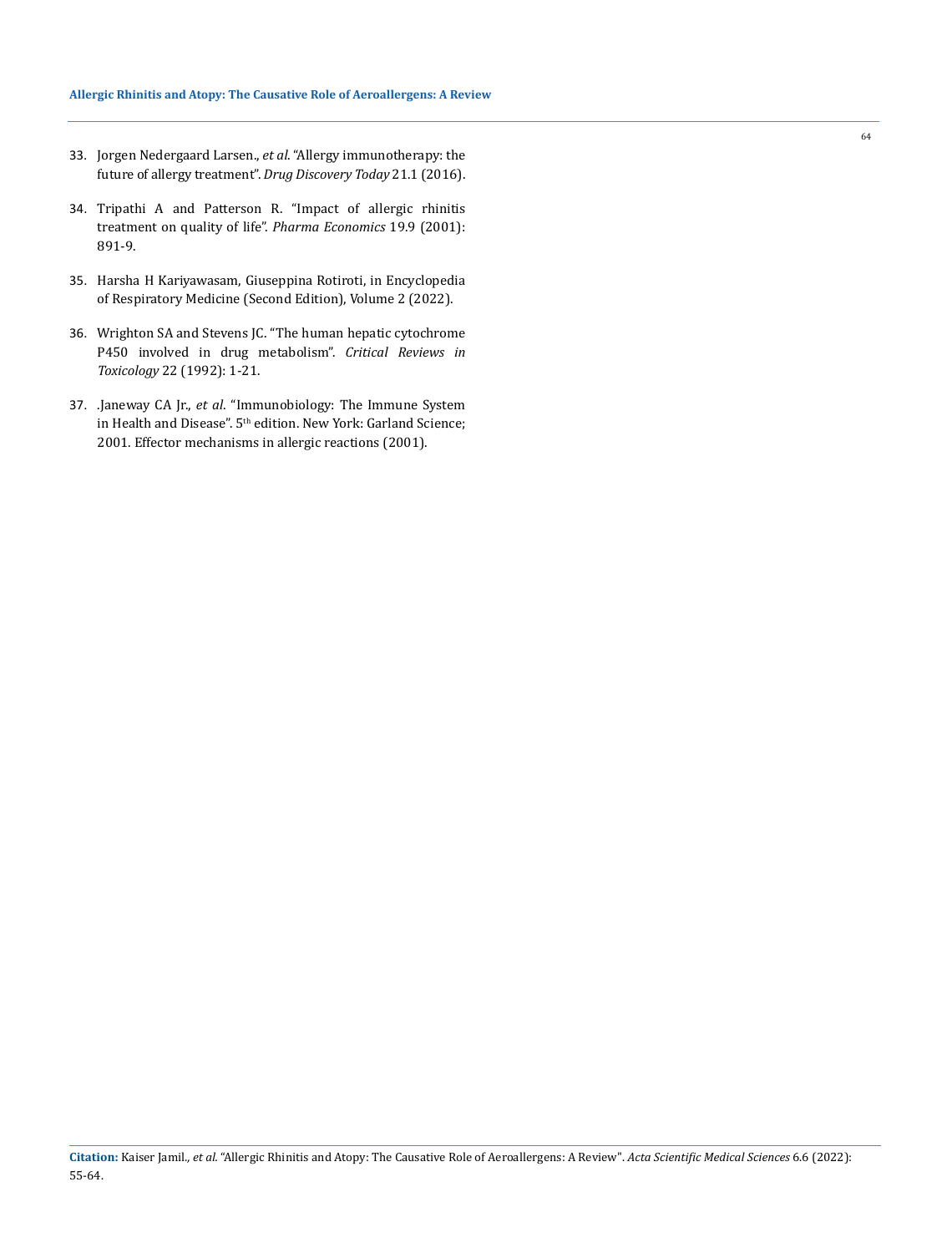33. Jorgen Nedergaard Larsen., *et al*. "Allergy immunotherapy: the future of allergy treatment". *Drug Discovery Today* 21.1 (2016).

34. Tripathi A and Patterson R. "Impact of allergic rhinitis treatment on quality of life". *Pharma Economics* 19.9 (2001): 891-9.

35. Harsha H Kariyawasam, Giuseppina Rotiroti, in Encyclopedia of Respiratory Medicine (Second Edition), Volume 2 (2022).

36. Wrighton SA and Stevens JC. "The human hepatic cytochrome P450 involved in drug metabolism". *Critical Reviews in Toxicology* 22 (1992): 1-21.

37. .Janeway CA Jr., *et al*. "Immunobiology: The Immune System in Health and Disease". 5th edition. New York: Garland Science; 2001. Effector mechanisms in allergic reactions (2001).